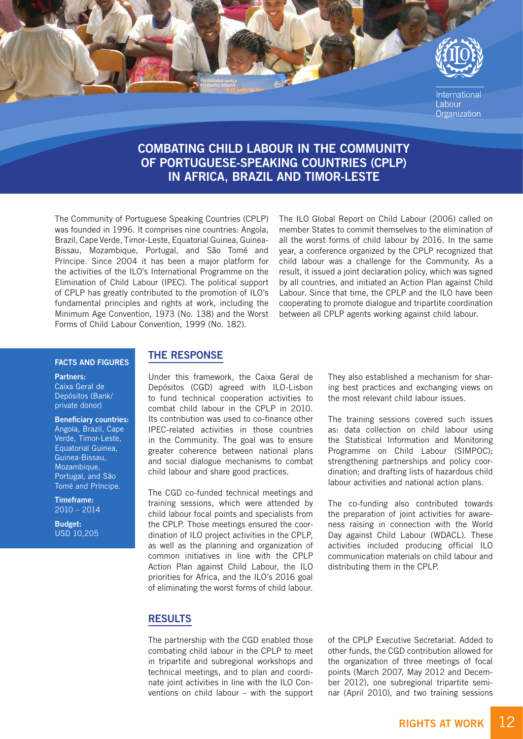# COMBATING CHILD LABOUR IN THE COMMUNITY OF PORTUGUESE-SPEAKING COUNTRIES (CPLP) IN AFRICA, BRAZIL AND TIMOR-LESTE

The Community of Portuguese Speaking Countries (CPLP) was founded in 1996. It comprises nine countries: Angola, Brazil, Cape Verde, Timor-Leste, Equatorial Guinea, Guinea-Bissau, Mozambique, Portugal, and São Tomé and Príncipe. Since 2004 it has been a major platform for the activities of the ILO's International Programme on the Elimination of Child Labour (IPEC). The political support of CPLP has greatly contributed to the promotion of ILO's fundamental principles and rights at work, including the Minimum Age Convention, 1973 (No. 138) and the Worst Forms of Child Labour Convention, 1999 (No. 182).

The ILO Global Report on Child Labour (2006) called on member States to commit themselves to the elimination of all the worst forms of child labour by 2016. In the same year, a conference organized by the CPLP recognized that child labour was a challenge for the Community. As a result, it issued a joint declaration policy, which was signed by all countries, and initiated an Action Plan against Child Labour. Since that time, the CPLP and the ILO have been cooperating to promote dialogue and tripartite coordination between all CPLP agents working against child labour.

### FACTS AND FIGURES

**Partners:**
Caixa Geral de Depósitos (Bank/ private donor)

**Beneficiary countries:**
Angola, Brazil, Cape Verde, Timor-Leste, Equatorial Guinea, Guinea-Bissau, Mozambique, Portugal, and São Tomé and Príncipe.

**Timeframe:**
2010 – 2014

**Budget:**
USD 10,205

## THE RESPONSE

Under this framework, the Caixa Geral de Depósitos (CGD) agreed with ILO-Lisbon to fund technical cooperation activities to combat child labour in the CPLP in 2010. Its contribution was used to co-finance other IPEC-related activities in those countries in the Community. The goal was to ensure greater coherence between national plans and social dialogue mechanisms to combat child labour and share good practices.

The CGD co-funded technical meetings and training sessions, which were attended by child labour focal points and specialists from the CPLP. Those meetings ensured the coordination of ILO project activities in the CPLP, as well as the planning and organization of common initiatives in line with the CPLP Action Plan against Child Labour, the ILO priorities for Africa, and the ILO's 2016 goal of eliminating the worst forms of child labour.

They also established a mechanism for sharing best practices and exchanging views on the most relevant child labour issues.

The training sessions covered such issues as: data collection on child labour using the Statistical Information and Monitoring Programme on Child Labour (SIMPOC); strengthening partnerships and policy coordination; and drafting lists of hazardous child labour activities and national action plans.

The co-funding also contributed towards the preparation of joint activities for awareness raising in connection with the World Day against Child Labour (WDACL). These activities included producing official ILO communication materials on child labour and distributing them in the CPLP.

## RESULTS

The partnership with the CGD enabled those combating child labour in the CPLP to meet in tripartite and subregional workshops and technical meetings, and to plan and coordinate joint activities in line with the ILO Conventions on child labour – with the support of the CPLP Executive Secretariat. Added to other funds, the CGD contribution allowed for the organization of three meetings of focal points (March 2007, May 2012 and December 2012), one subregional tripartite seminar (April 2010), and two training sessions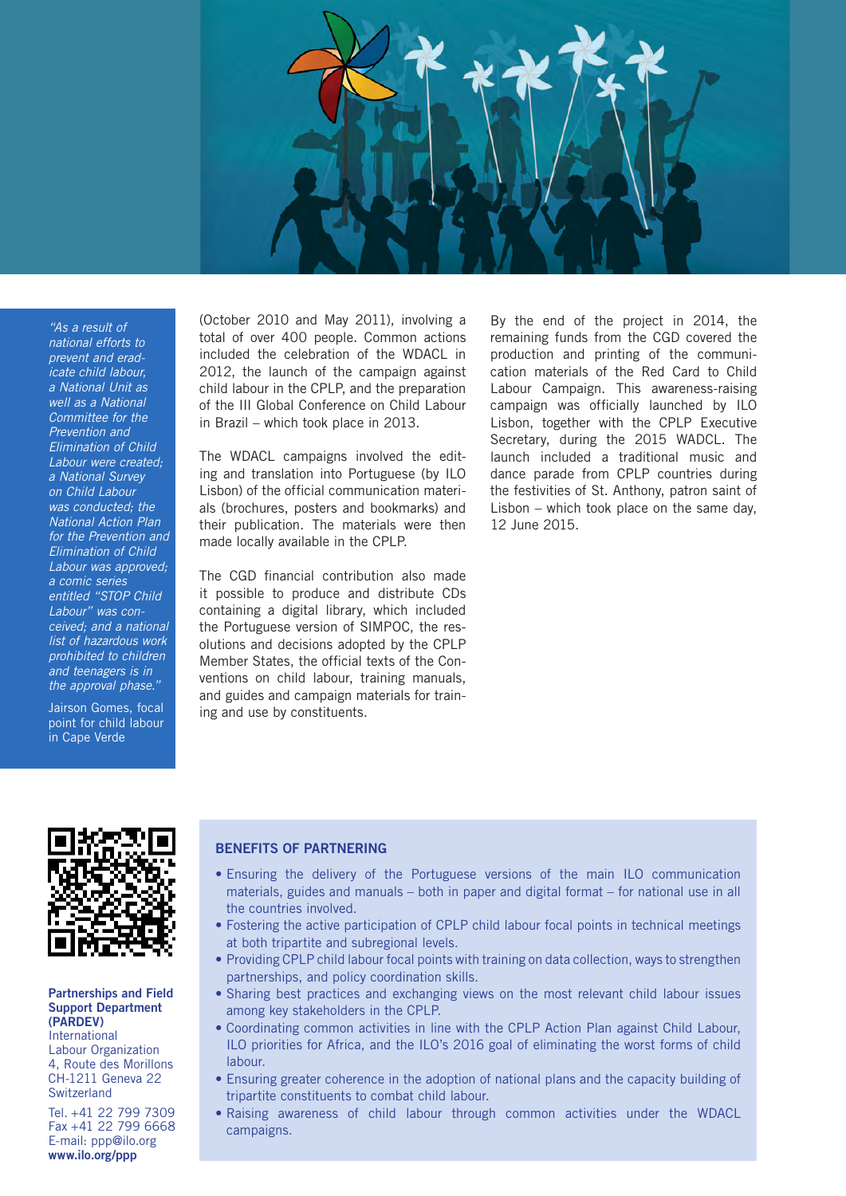*"As a result of national efforts to prevent and eradicate child labour, a National Unit as well as a National Committee for the Prevention and Elimination of Child Labour were created; a National Survey on Child Labour was conducted; the National Action Plan for the Prevention and Elimination of Child Labour was approved; a comic series entitled "STOP Child Labour" was conceived; and a national list of hazardous work prohibited to children and teenagers is in the approval phase."*

Jairson Gomes, focal point for child labour in Cape Verde

(October 2010 and May 2011), involving a total of over 400 people. Common actions included the celebration of the WDACL in 2012, the launch of the campaign against child labour in the CPLP, and the preparation of the III Global Conference on Child Labour in Brazil – which took place in 2013.

The WDACL campaigns involved the editing and translation into Portuguese (by ILO Lisbon) of the official communication materials (brochures, posters and bookmarks) and their publication. The materials were then made locally available in the CPLP.

The CGD financial contribution also made it possible to produce and distribute CDs containing a digital library, which included the Portuguese version of SIMPOC, the resolutions and decisions adopted by the CPLP Member States, the official texts of the Conventions on child labour, training manuals, and guides and campaign materials for training and use by constituents.

By the end of the project in 2014, the remaining funds from the CGD covered the production and printing of the communication materials of the Red Card to Child Labour Campaign. This awareness-raising campaign was officially launched by ILO Lisbon, together with the CPLP Executive Secretary, during the 2015 WADCL. The launch included a traditional music and dance parade from CPLP countries during the festivities of St. Anthony, patron saint of Lisbon – which took place on the same day, 12 June 2015.

## BENEFITS OF PARTNERING

- Ensuring the delivery of the Portuguese versions of the main ILO communication materials, guides and manuals – both in paper and digital format – for national use in all the countries involved.
- Fostering the active participation of CPLP child labour focal points in technical meetings at both tripartite and subregional levels.
- Providing CPLP child labour focal points with training on data collection, ways to strengthen partnerships, and policy coordination skills.
- Sharing best practices and exchanging views on the most relevant child labour issues among key stakeholders in the CPLP.
- Coordinating common activities in line with the CPLP Action Plan against Child Labour, ILO priorities for Africa, and the ILO's 2016 goal of eliminating the worst forms of child labour.
- Ensuring greater coherence in the adoption of national plans and the capacity building of tripartite constituents to combat child labour.
- Raising awareness of child labour through common activities under the WDACL campaigns.

**Partnerships and Field Support Department (PARDEV)**
International Labour Organization
4, Route des Morillons
CH-1211 Geneva 22
Switzerland

Tel. +41 22 799 7309
Fax +41 22 799 6668
E-mail: ppp@ilo.org
**www.ilo.org/ppp**